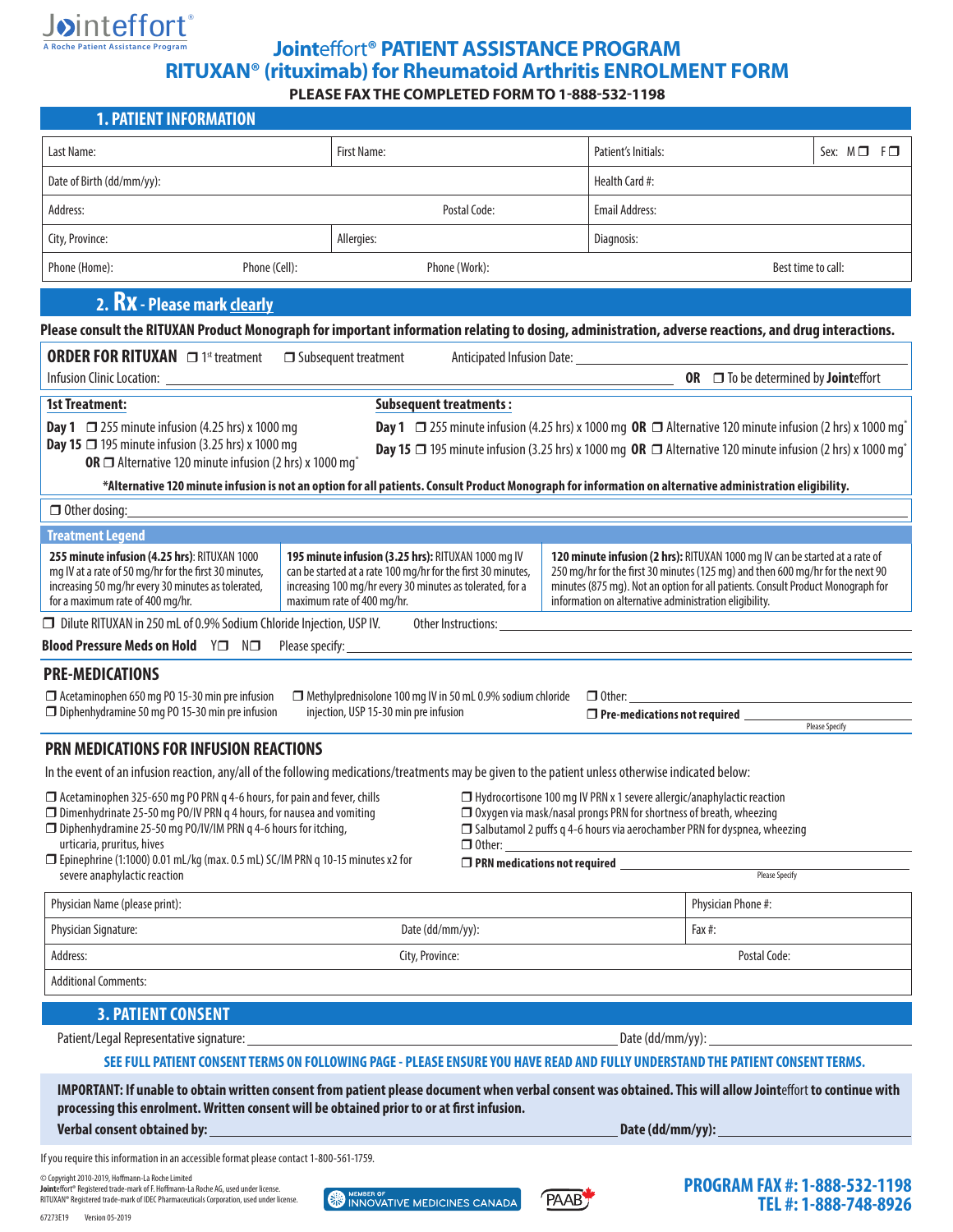Jointeffort®
A Roche Patient Assistance Program

# Jointeffort® PATIENT ASSISTANCE PROGRAM RITUXAN® (rituximab) for Rheumatoid Arthritis ENROLMENT FORM

**PLEASE FAX THE COMPLETED FORM TO 1-888-532-1198**

## 1. PATIENT INFORMATION

| Last Name: | First Name: | Patient's Initials: | Sex: M ❐ F ❐ |
|---|---|---|---|
| Date of Birth (dd/mm/yy): | | Health Card #: | |
| Address: | Postal Code: | Email Address: | |
| City, Province: | Allergies: | Diagnosis: | |
| Phone (Home): Phone (Cell): | Phone (Work): | Best time to call: | |

## 2. Rx - Please mark clearly

**Please consult the RITUXAN Product Monograph for important information relating to dosing, administration, adverse reactions, and drug interactions.**

**ORDER FOR RITUXAN** ❐ 1st treatment ❐ Subsequent treatment Anticipated Infusion Date: ____________________

Infusion Clinic Location: ____________________ **OR** ❐ To be determined by **Joint**effort

**1st Treatment:**

**Day 1** ❐ 255 minute infusion (4.25 hrs) x 1000 mg

**Day 15** ❐ 195 minute infusion (3.25 hrs) x 1000 mg

**OR** ❐ Alternative 120 minute infusion (2 hrs) x 1000 mg*

**Subsequent treatments:**

**Day 1** ❐ 255 minute infusion (4.25 hrs) x 1000 mg **OR** ❐ Alternative 120 minute infusion (2 hrs) x 1000 mg*

**Day 15** ❐ 195 minute infusion (3.25 hrs) x 1000 mg **OR** ❐ Alternative 120 minute infusion (2 hrs) x 1000 mg*

***Alternative 120 minute infusion is not an option for all patients. Consult Product Monograph for information on alternative administration eligibility.**

❐ Other dosing: ____________________

### Treatment Legend

| **255 minute infusion (4.25 hrs)**: RITUXAN 1000 mg IV at a rate of 50 mg/hr for the first 30 minutes, increasing 50 mg/hr every 30 minutes as tolerated, for a maximum rate of 400 mg/hr. | **195 minute infusion (3.25 hrs):** RITUXAN 1000 mg IV can be started at a rate 100 mg/hr for the first 30 minutes, increasing 100 mg/hr every 30 minutes as tolerated, for a maximum rate of 400 mg/hr. | **120 minute infusion (2 hrs):** RITUXAN 1000 mg IV can be started at a rate of 250 mg/hr for the first 30 minutes (125 mg) and then 600 mg/hr for the next 90 minutes (875 mg). Not an option for all patients. Consult Product Monograph for information on alternative administration eligibility. |
|---|---|---|

❐ Dilute RITUXAN in 250 mL of 0.9% Sodium Chloride Injection, USP IV. Other Instructions: ____________________

**Blood Pressure Meds on Hold** Y❐ N❐ Please specify: ____________________

### PRE-MEDICATIONS

- ❐ Acetaminophen 650 mg PO 15-30 min pre infusion
- ❐ Diphenhydramine 50 mg PO 15-30 min pre infusion
- ❐ Methylprednisolone 100 mg IV in 50 mL 0.9% sodium chloride injection, USP 15-30 min pre infusion
- ❐ Other: ____________________
- ❐ **Pre-medications not required** ____________________ Please Specify

### PRN MEDICATIONS FOR INFUSION REACTIONS

In the event of an infusion reaction, any/all of the following medications/treatments may be given to the patient unless otherwise indicated below:

- ❐ Acetaminophen 325-650 mg PO PRN q 4-6 hours, for pain and fever, chills
- ❐ Dimenhydrinate 25-50 mg PO/IV PRN q 4 hours, for nausea and vomiting
- ❐ Diphenhydramine 25-50 mg PO/IV/IM PRN q 4-6 hours for itching, urticaria, pruritus, hives
- ❐ Epinephrine (1:1000) 0.01 mL/kg (max. 0.5 mL) SC/IM PRN q 10-15 minutes x2 for severe anaphylactic reaction
- ❐ Hydrocortisone 100 mg IV PRN x 1 severe allergic/anaphylactic reaction
- ❐ Oxygen via mask/nasal prongs PRN for shortness of breath, wheezing
- ❐ Salbutamol 2 puffs q 4-6 hours via aerochamber PRN for dyspnea, wheezing
- ❐ Other: ____________________
- ❐ **PRN medications not required** ____________________ Please Specify

| Physician Name (please print): | | Physician Phone #: |
|---|---|---|
| Physician Signature: | Date (dd/mm/yy): | Fax #: |
| Address: | City, Province: | Postal Code: |
| Additional Comments: | | |

## 3. PATIENT CONSENT

Patient/Legal Representative signature: ____________________ Date (dd/mm/yy): ____________________

**SEE FULL PATIENT CONSENT TERMS ON FOLLOWING PAGE - PLEASE ENSURE YOU HAVE READ AND FULLY UNDERSTAND THE PATIENT CONSENT TERMS.**

**IMPORTANT: If unable to obtain written consent from patient please document when verbal consent was obtained. This will allow Jointeffort to continue with processing this enrolment. Written consent will be obtained prior to or at first infusion.**

**Verbal consent obtained by:** ____________________ **Date (dd/mm/yy):** ____________________

If you require this information in an accessible format please contact 1-800-561-1759.

© Copyright 2010-2019, Hoffmann-La Roche Limited
Jointeffort® Registered trade-mark of F. Hoffmann-La Roche AG, used under license.
RITUXAN® Registered trade-mark of IDEC Pharmaceuticals Corporation, used under license.

67273E19 Version 05-2019

MEMBER OF INNOVATIVE MEDICINES CANADA — PAAB

**PROGRAM FAX #: 1-888-532-1198**
**TEL #: 1-888-748-8926**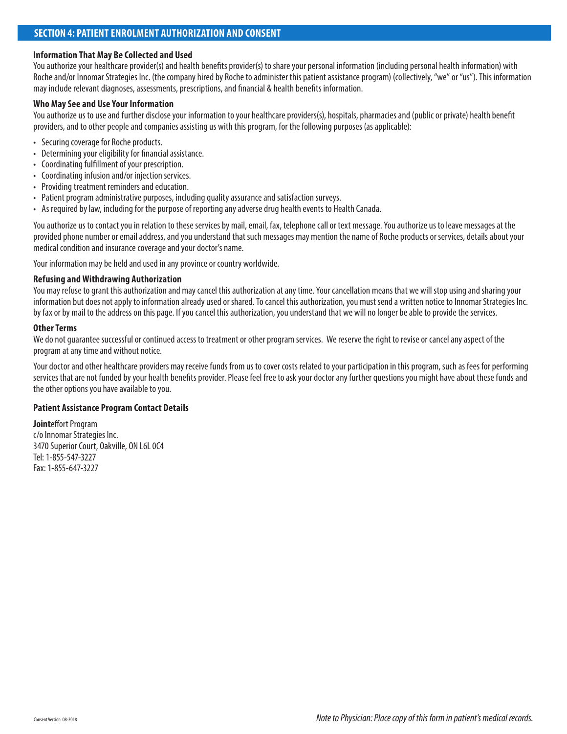## SECTION 4: PATIENT ENROLMENT AUTHORIZATION AND CONSENT

### Information That May Be Collected and Used

You authorize your healthcare provider(s) and health benefits provider(s) to share your personal information (including personal health information) with Roche and/or Innomar Strategies Inc. (the company hired by Roche to administer this patient assistance program) (collectively, "we" or "us"). This information may include relevant diagnoses, assessments, prescriptions, and financial & health benefits information.

### Who May See and Use Your Information

You authorize us to use and further disclose your information to your healthcare providers(s), hospitals, pharmacies and (public or private) health benefit providers, and to other people and companies assisting us with this program, for the following purposes (as applicable):

- Securing coverage for Roche products.
- Determining your eligibility for financial assistance.
- Coordinating fulfillment of your prescription.
- Coordinating infusion and/or injection services.
- Providing treatment reminders and education.
- Patient program administrative purposes, including quality assurance and satisfaction surveys.
- As required by law, including for the purpose of reporting any adverse drug health events to Health Canada.

You authorize us to contact you in relation to these services by mail, email, fax, telephone call or text message. You authorize us to leave messages at the provided phone number or email address, and you understand that such messages may mention the name of Roche products or services, details about your medical condition and insurance coverage and your doctor's name.

Your information may be held and used in any province or country worldwide.

### Refusing and Withdrawing Authorization

You may refuse to grant this authorization and may cancel this authorization at any time. Your cancellation means that we will stop using and sharing your information but does not apply to information already used or shared. To cancel this authorization, you must send a written notice to Innomar Strategies Inc. by fax or by mail to the address on this page. If you cancel this authorization, you understand that we will no longer be able to provide the services.

### Other Terms

We do not guarantee successful or continued access to treatment or other program services. We reserve the right to revise or cancel any aspect of the program at any time and without notice.

Your doctor and other healthcare providers may receive funds from us to cover costs related to your participation in this program, such as fees for performing services that are not funded by your health benefits provider. Please feel free to ask your doctor any further questions you might have about these funds and the other options you have available to you.

### Patient Assistance Program Contact Details

**Joint**effort Program
c/o Innomar Strategies Inc.
3470 Superior Court, Oakville, ON L6L 0C4
Tel: 1-855-547-3227
Fax: 1-855-647-3227

Consent Version: 08-2018

*Note to Physician: Place copy of this form in patient's medical records.*